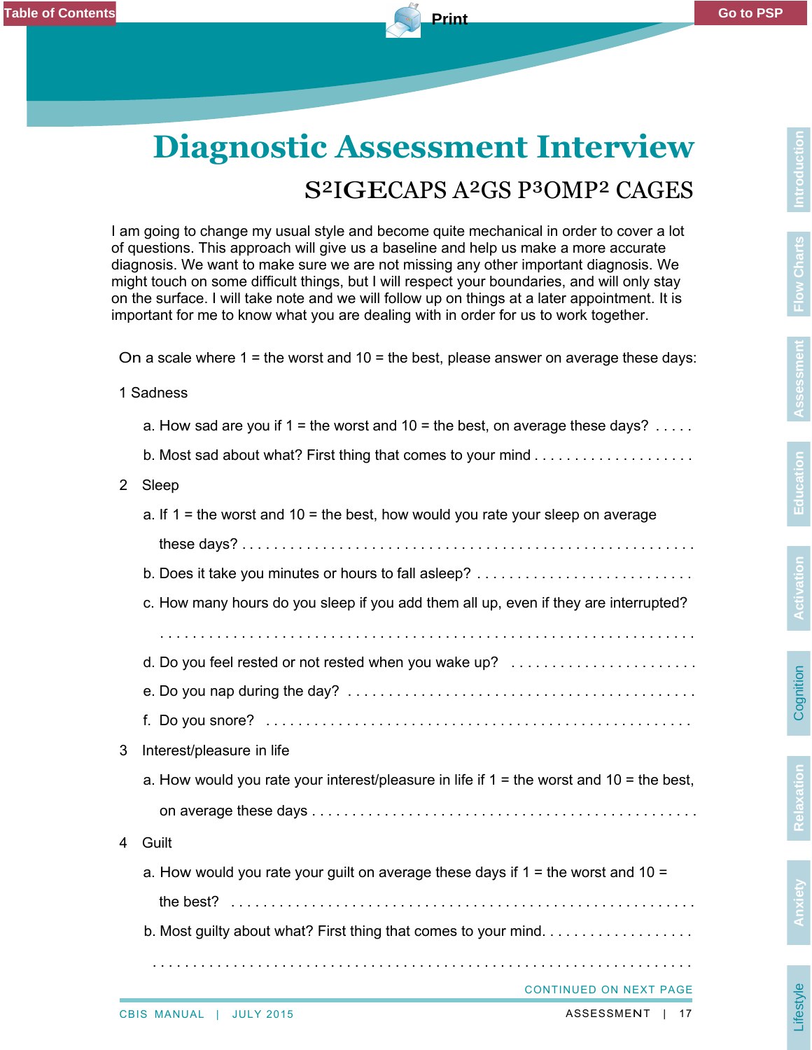# Diagnostic Assessment Interview

## S²IGECAPS A²GS P³OMP² CAGES

I am going to change my usual style and become quite mechanical in order to cover a lot of questions. This approach will give us a baseline and help us make a more accurate diagnosis. We want to make sure we are not missing any other important diagnosis. We might touch on some difficult things, but I will respect your boundaries, and will only stay on the surface. I will take note and we will follow up on things at a later appointment. It is important for me to know what you are dealing with in order for us to work together.

On a scale where 1 = the worst and 10 = the best, please answer on average these days:

1 Sadness

a. How sad are you if 1 = the worst and 10 = the best, on average these days? . . . . .

b. Most sad about what? First thing that comes to your mind . . . . . . . . . . . . . . . . . . . .

2 Sleep

a. If 1 = the worst and 10 = the best, how would you rate your sleep on average these days? . . . . . . . . . . . . . . . . . . . . . . . . . . . . . . . . . . . . . . . . . . . . . . . . . . . . . . .

b. Does it take you minutes or hours to fall asleep? . . . . . . . . . . . . . . . . . . . . . . . . . .

c. How many hours do you sleep if you add them all up, even if they are interrupted? . . . . . . . . . . . . . . . . . . . . . . . . . . . . . . . . . . . . . . . . . . . . . . . . . . . . . . . . . . . . .

d. Do you feel rested or not rested when you wake up? . . . . . . . . . . . . . . . . . . . . . . .

e. Do you nap during the day? . . . . . . . . . . . . . . . . . . . . . . . . . . . . . . . . . . . . . . . . . .

f. Do you snore? . . . . . . . . . . . . . . . . . . . . . . . . . . . . . . . . . . . . . . . . . . . . . . . . . .

3 Interest/pleasure in life

a. How would you rate your interest/pleasure in life if 1 = the worst and 10 = the best, on average these days . . . . . . . . . . . . . . . . . . . . . . . . . . . . . . . . . . . . . . . . . . . . .

4 Guilt

a. How would you rate your guilt on average these days if 1 = the worst and 10 = the best? . . . . . . . . . . . . . . . . . . . . . . . . . . . . . . . . . . . . . . . . . . . . . . . . . . . . . . . . .

b. Most guilty about what? First thing that comes to your mind. . . . . . . . . . . . . . . . . . . . . . . . . . . . . . . . . . . . . . . . . . . . . . . . . . . . . . . . . . . . . . . . . . . . . . . . . . . . . . . . . . . . . . . . .

CONTINUED ON NEXT PAGE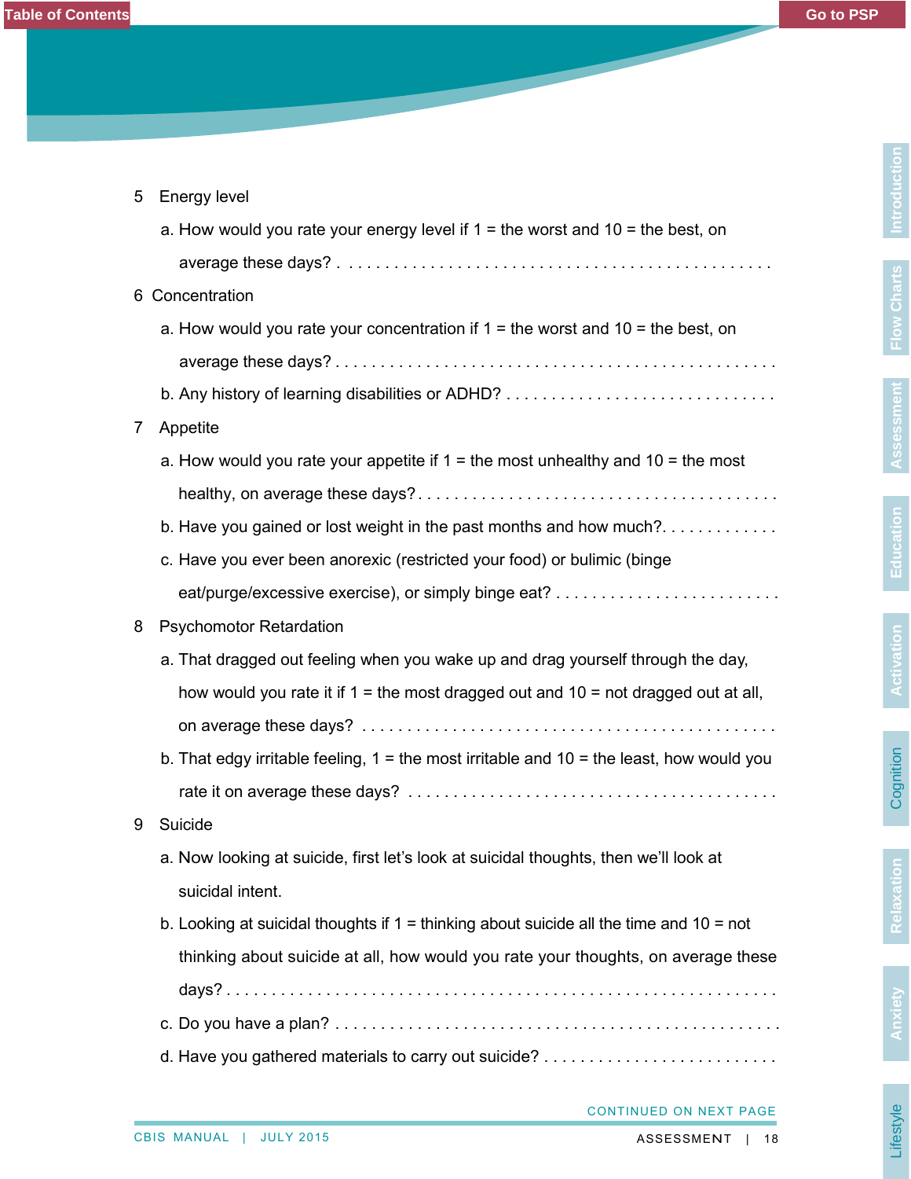5 Energy level

a. How would you rate your energy level if 1 = the worst and 10 = the best, on average these days? . . . . . . . . . . . . . . . . . . . . . . . . . . . . . . . . . . . . . . . . . . . . .

6 Concentration

a. How would you rate your concentration if 1 = the worst and 10 = the best, on average these days? . . . . . . . . . . . . . . . . . . . . . . . . . . . . . . . . . . . . . . . . . . . . .

b. Any history of learning disabilities or ADHD? . . . . . . . . . . . . . . . . . . . . . . . . . . . . .

7 Appetite

a. How would you rate your appetite if 1 = the most unhealthy and 10 = the most healthy, on average these days? . . . . . . . . . . . . . . . . . . . . . . . . . . . . . . . . . . . . . .

b. Have you gained or lost weight in the past months and how much?. . . . . . . . . . . . .

c. Have you ever been anorexic (restricted your food) or bulimic (binge eat/purge/excessive exercise), or simply binge eat? . . . . . . . . . . . . . . . . . . . . . . . .

8 Psychomotor Retardation

a. That dragged out feeling when you wake up and drag yourself through the day, how would you rate it if 1 = the most dragged out and 10 = not dragged out at all, on average these days? . . . . . . . . . . . . . . . . . . . . . . . . . . . . . . . . . . . . . . . . . . .

b. That edgy irritable feeling, 1 = the most irritable and 10 = the least, how would you rate it on average these days? . . . . . . . . . . . . . . . . . . . . . . . . . . . . . . . . . . . . . . .

9 Suicide

a. Now looking at suicide, first let's look at suicidal thoughts, then we'll look at suicidal intent.

b. Looking at suicidal thoughts if 1 = thinking about suicide all the time and 10 = not thinking about suicide at all, how would you rate your thoughts, on average these days? . . . . . . . . . . . . . . . . . . . . . . . . . . . . . . . . . . . . . . . . . . . . . . . . . . . . . . . . . . . .

c. Do you have a plan? . . . . . . . . . . . . . . . . . . . . . . . . . . . . . . . . . . . . . . . . . . . . .

d. Have you gathered materials to carry out suicide? . . . . . . . . . . . . . . . . . . . . . . . . .

CONTINUED ON NEXT PAGE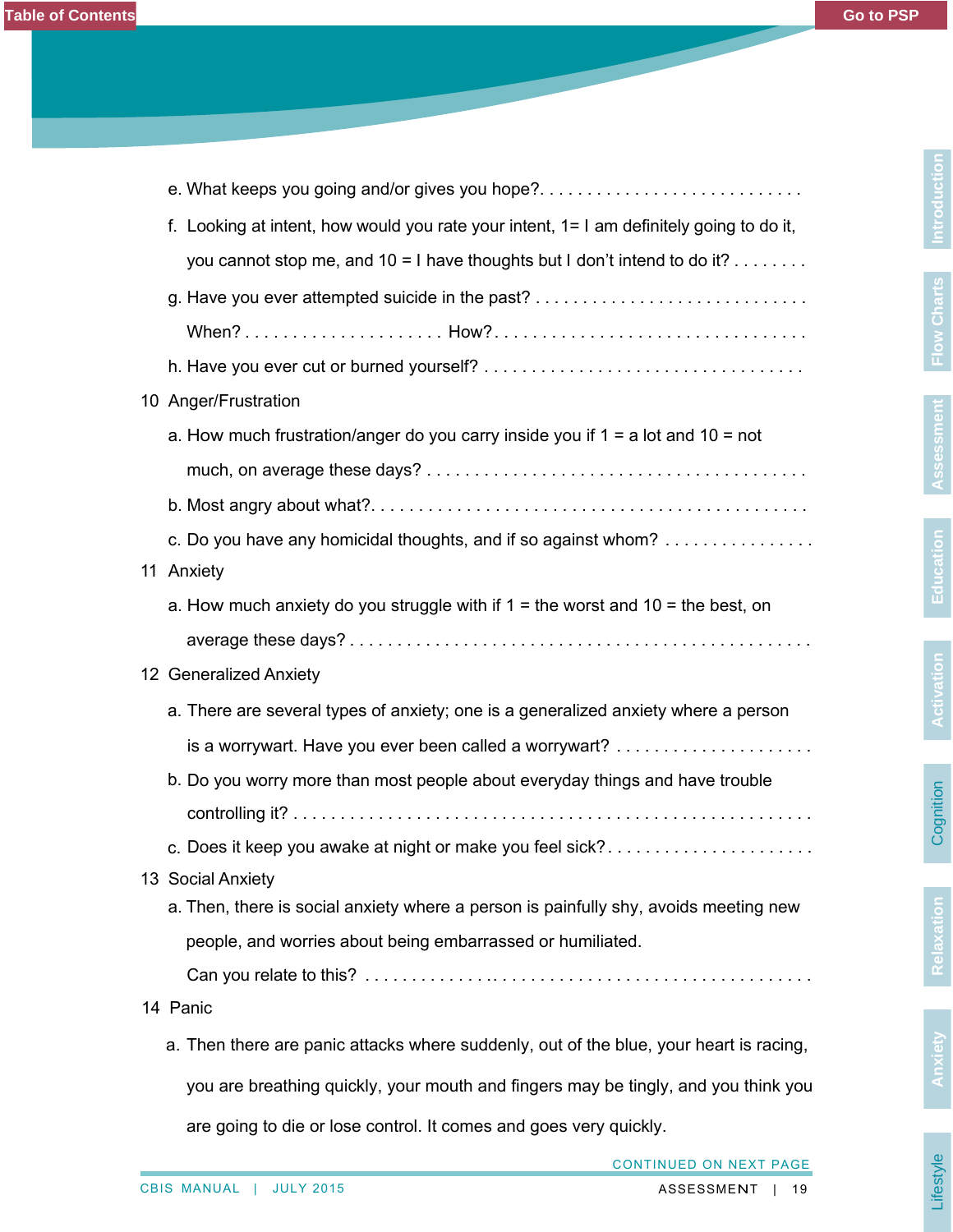e. What keeps you going and/or gives you hope?. . . . . . . . . . . . . . . . . . . . . . . . . . .

f. Looking at intent, how would you rate your intent, 1= I am definitely going to do it, you cannot stop me, and 10 = I have thoughts but I don't intend to do it? . . . . . . . .

g. Have you ever attempted suicide in the past? . . . . . . . . . . . . . . . . . . . . . . . . . . . .

When? . . . . . . . . . . . . . . . . . . . . . How?. . . . . . . . . . . . . . . . . . . . . . . . . . . . . . . .

h. Have you ever cut or burned yourself? . . . . . . . . . . . . . . . . . . . . . . . . . . . . . . . . .

10 Anger/Frustration

a. How much frustration/anger do you carry inside you if 1 = a lot and 10 = not much, on average these days? . . . . . . . . . . . . . . . . . . . . . . . . . . . . . . . . . . . . . . .

b. Most angry about what?. . . . . . . . . . . . . . . . . . . . . . . . . . . . . . . . . . . . . . . . . . . .

c. Do you have any homicidal thoughts, and if so against whom? . . . . . . . . . . . . . . . .

11 Anxiety

a. How much anxiety do you struggle with if 1 = the worst and 10 = the best, on average these days? . . . . . . . . . . . . . . . . . . . . . . . . . . . . . . . . . . . . . . . . . . . . . . . .

12 Generalized Anxiety

a. There are several types of anxiety; one is a generalized anxiety where a person is a worrywart. Have you ever been called a worrywart? . . . . . . . . . . . . . . . . . . . . .

b. Do you worry more than most people about everyday things and have trouble controlling it? . . . . . . . . . . . . . . . . . . . . . . . . . . . . . . . . . . . . . . . . . . . . . . . . . . . . .

c. Does it keep you awake at night or make you feel sick?. . . . . . . . . . . . . . . . . . . . . .

13 Social Anxiety

a. Then, there is social anxiety where a person is painfully shy, avoids meeting new people, and worries about being embarrassed or humiliated.

Can you relate to this? . . . . . . . . . . . . . . . . . . . . . . . . . . . . . . . . . . . . . . . . . . . . . .

14 Panic

a. Then there are panic attacks where suddenly, out of the blue, your heart is racing, you are breathing quickly, your mouth and fingers may be tingly, and you think you are going to die or lose control. It comes and goes very quickly.

CONTINUED ON NEXT PAGE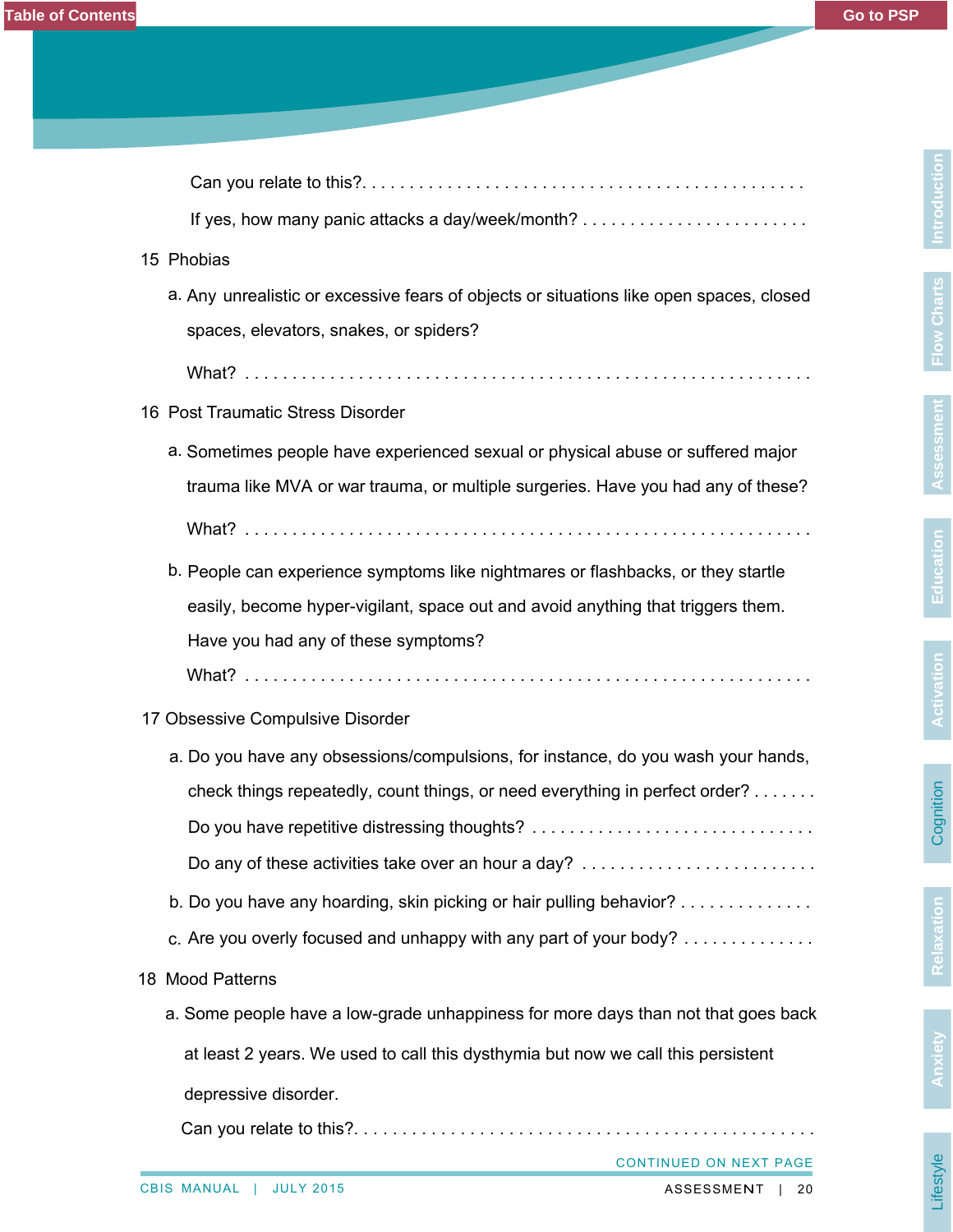Can you relate to this? . . . . . . . . . . . . . . . . . . . . . . . . . . . . . . . . . . . . . . . . . . . . . . .

If yes, how many panic attacks a day/week/month? . . . . . . . . . . . . . . . . . . . . . . .

15 Phobias

a. Any unrealistic or excessive fears of objects or situations like open spaces, closed spaces, elevators, snakes, or spiders?

What? . . . . . . . . . . . . . . . . . . . . . . . . . . . . . . . . . . . . . . . . . . . . . . . . . . . . . . . . . . .

16 Post Traumatic Stress Disorder

a. Sometimes people have experienced sexual or physical abuse or suffered major trauma like MVA or war trauma, or multiple surgeries. Have you had any of these?

What? . . . . . . . . . . . . . . . . . . . . . . . . . . . . . . . . . . . . . . . . . . . . . . . . . . . . . . . . . . .

b. People can experience symptoms like nightmares or flashbacks, or they startle easily, become hyper-vigilant, space out and avoid anything that triggers them. Have you had any of these symptoms?

What? . . . . . . . . . . . . . . . . . . . . . . . . . . . . . . . . . . . . . . . . . . . . . . . . . . . . . . . . . . .

17 Obsessive Compulsive Disorder

a. Do you have any obsessions/compulsions, for instance, do you wash your hands, check things repeatedly, count things, or need everything in perfect order? . . . . . . .

Do you have repetitive distressing thoughts? . . . . . . . . . . . . . . . . . . . . . . . . . . . . .

Do any of these activities take over an hour a day? . . . . . . . . . . . . . . . . . . . . . . . .

b. Do you have any hoarding, skin picking or hair pulling behavior? . . . . . . . . . . . . . .

c. Are you overly focused and unhappy with any part of your body? . . . . . . . . . . . . . .

18 Mood Patterns

a. Some people have a low-grade unhappiness for more days than not that goes back at least 2 years. We used to call this dysthymia but now we call this persistent depressive disorder.

Can you relate to this? . . . . . . . . . . . . . . . . . . . . . . . . . . . . . . . . . . . . . . . . . . . . . . .

CONTINUED ON NEXT PAGE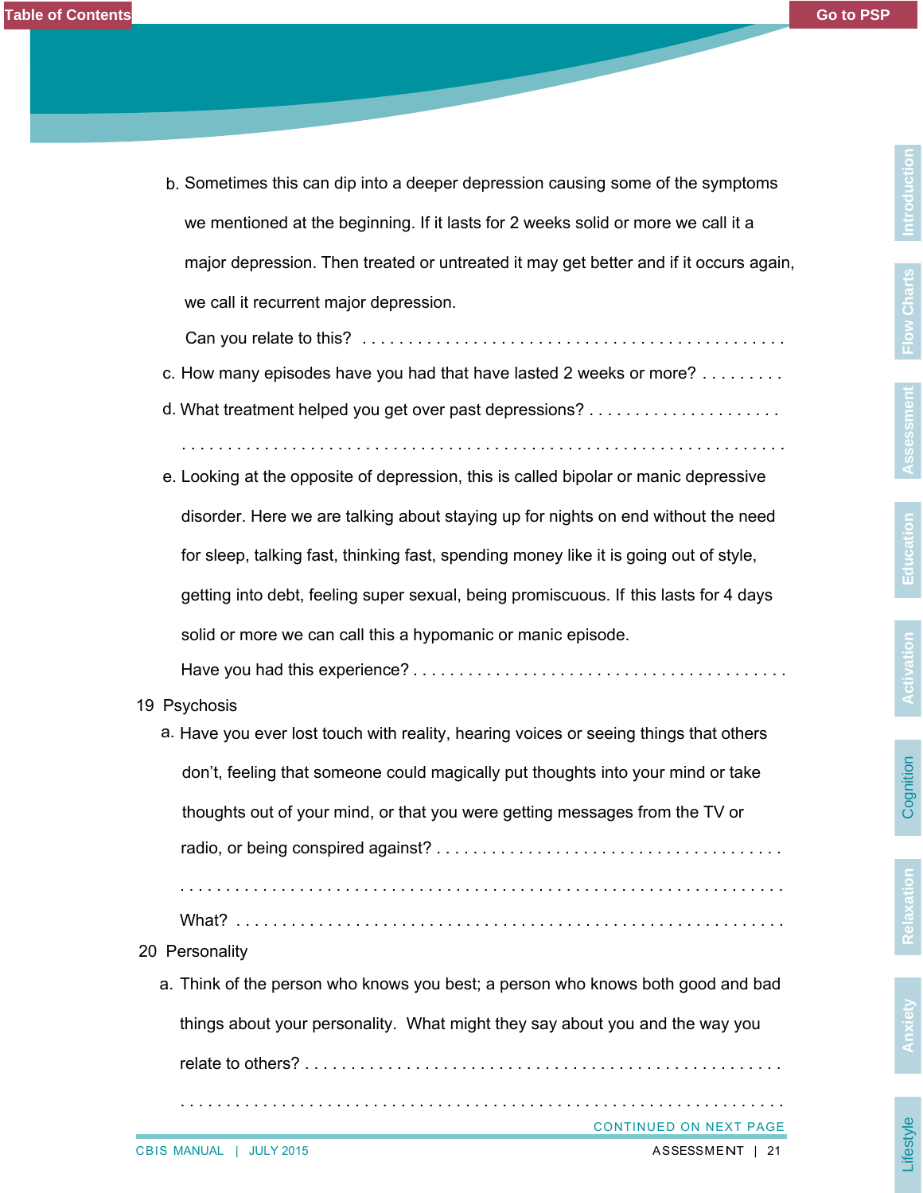b. Sometimes this can dip into a deeper depression causing some of the symptoms we mentioned at the beginning. If it lasts for 2 weeks solid or more we call it a major depression. Then treated or untreated it may get better and if it occurs again, we call it recurrent major depression.

   Can you relate to this? . . . . . . . . . . . . . . . . . . . . . . . . . . . . . . . . . . . . . . . . . . . . . .

c. How many episodes have you had that have lasted 2 weeks or more? . . . . . . . . .

d. What treatment helped you get over past depressions? . . . . . . . . . . . . . . . . . . . . .

   . . . . . . . . . . . . . . . . . . . . . . . . . . . . . . . . . . . . . . . . . . . . . . . . . . . . . . . . . . . . . . . .

e. Looking at the opposite of depression, this is called bipolar or manic depressive disorder. Here we are talking about staying up for nights on end without the need for sleep, talking fast, thinking fast, spending money like it is going out of style, getting into debt, feeling super sexual, being promiscuous. If this lasts for 4 days solid or more we can call this a hypomanic or manic episode.

   Have you had this experience? . . . . . . . . . . . . . . . . . . . . . . . . . . . . . . . . . . . . . . . .

19 Psychosis

a. Have you ever lost touch with reality, hearing voices or seeing things that others don't, feeling that someone could magically put thoughts into your mind or take thoughts out of your mind, or that you were getting messages from the TV or radio, or being conspired against? . . . . . . . . . . . . . . . . . . . . . . . . . . . . . . . . . . . . .

   . . . . . . . . . . . . . . . . . . . . . . . . . . . . . . . . . . . . . . . . . . . . . . . . . . . . . . . . . . . . . . . .

   What? . . . . . . . . . . . . . . . . . . . . . . . . . . . . . . . . . . . . . . . . . . . . . . . . . . . . . . . . . . . . .

20 Personality

a. Think of the person who knows you best; a person who knows both good and bad things about your personality. What might they say about you and the way you relate to others? . . . . . . . . . . . . . . . . . . . . . . . . . . . . . . . . . . . . . . . . . . . . . . . . .

   . . . . . . . . . . . . . . . . . . . . . . . . . . . . . . . . . . . . . . . . . . . . . . . . . . . . . . . . . . . . . . . .

CONTINUED ON NEXT PAGE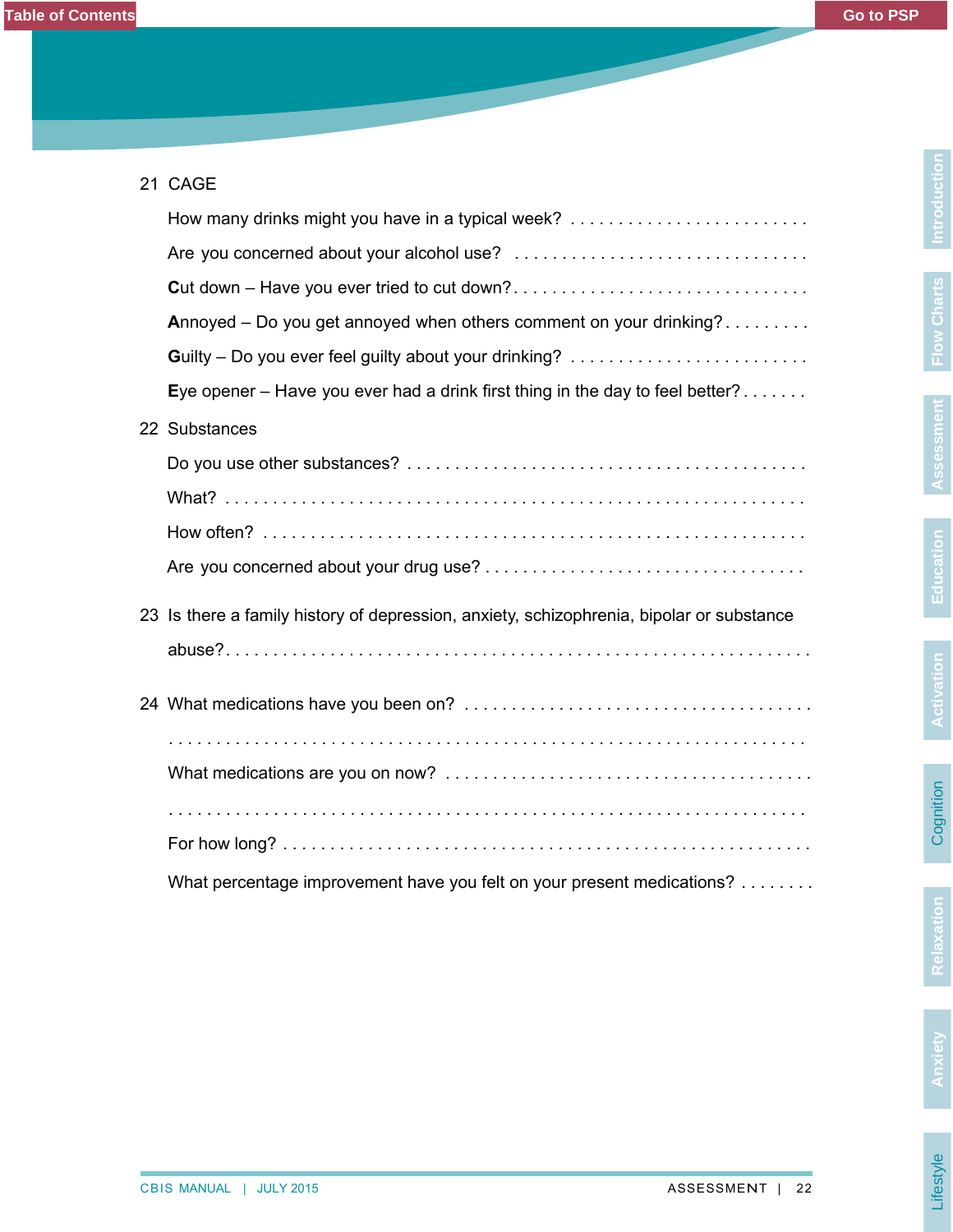21 CAGE

How many drinks might you have in a typical week? . . . . . . . . . . . . . . . . . . . . . . . . .

Are you concerned about your alcohol use? . . . . . . . . . . . . . . . . . . . . . . . . . . . . . .

**C**ut down – Have you ever tried to cut down?. . . . . . . . . . . . . . . . . . . . . . . . . . . . . .

**A**nnoyed – Do you get annoyed when others comment on your drinking?. . . . . . . . .

**G**uilty – Do you ever feel guilty about your drinking? . . . . . . . . . . . . . . . . . . . . . . . .

**E**ye opener – Have you ever had a drink first thing in the day to feel better?. . . . . . .

22 Substances

Do you use other substances? . . . . . . . . . . . . . . . . . . . . . . . . . . . . . . . . . . . . . . . .

What? . . . . . . . . . . . . . . . . . . . . . . . . . . . . . . . . . . . . . . . . . . . . . . . . . . . . . . . . .

How often? . . . . . . . . . . . . . . . . . . . . . . . . . . . . . . . . . . . . . . . . . . . . . . . . . . . . .

Are you concerned about your drug use? . . . . . . . . . . . . . . . . . . . . . . . . . . . . . . . . .

23 Is there a family history of depression, anxiety, schizophrenia, bipolar or substance abuse?. . . . . . . . . . . . . . . . . . . . . . . . . . . . . . . . . . . . . . . . . . . . . . . . . . . . . . . . . .

24 What medications have you been on? . . . . . . . . . . . . . . . . . . . . . . . . . . . . . . . . . . .

. . . . . . . . . . . . . . . . . . . . . . . . . . . . . . . . . . . . . . . . . . . . . . . . . . . . . . . . . . . . . .

What medications are you on now? . . . . . . . . . . . . . . . . . . . . . . . . . . . . . . . . . . . . .

. . . . . . . . . . . . . . . . . . . . . . . . . . . . . . . . . . . . . . . . . . . . . . . . . . . . . . . . . . . . . .

For how long? . . . . . . . . . . . . . . . . . . . . . . . . . . . . . . . . . . . . . . . . . . . . . . . . . . . .

What percentage improvement have you felt on your present medications? . . . . . . . .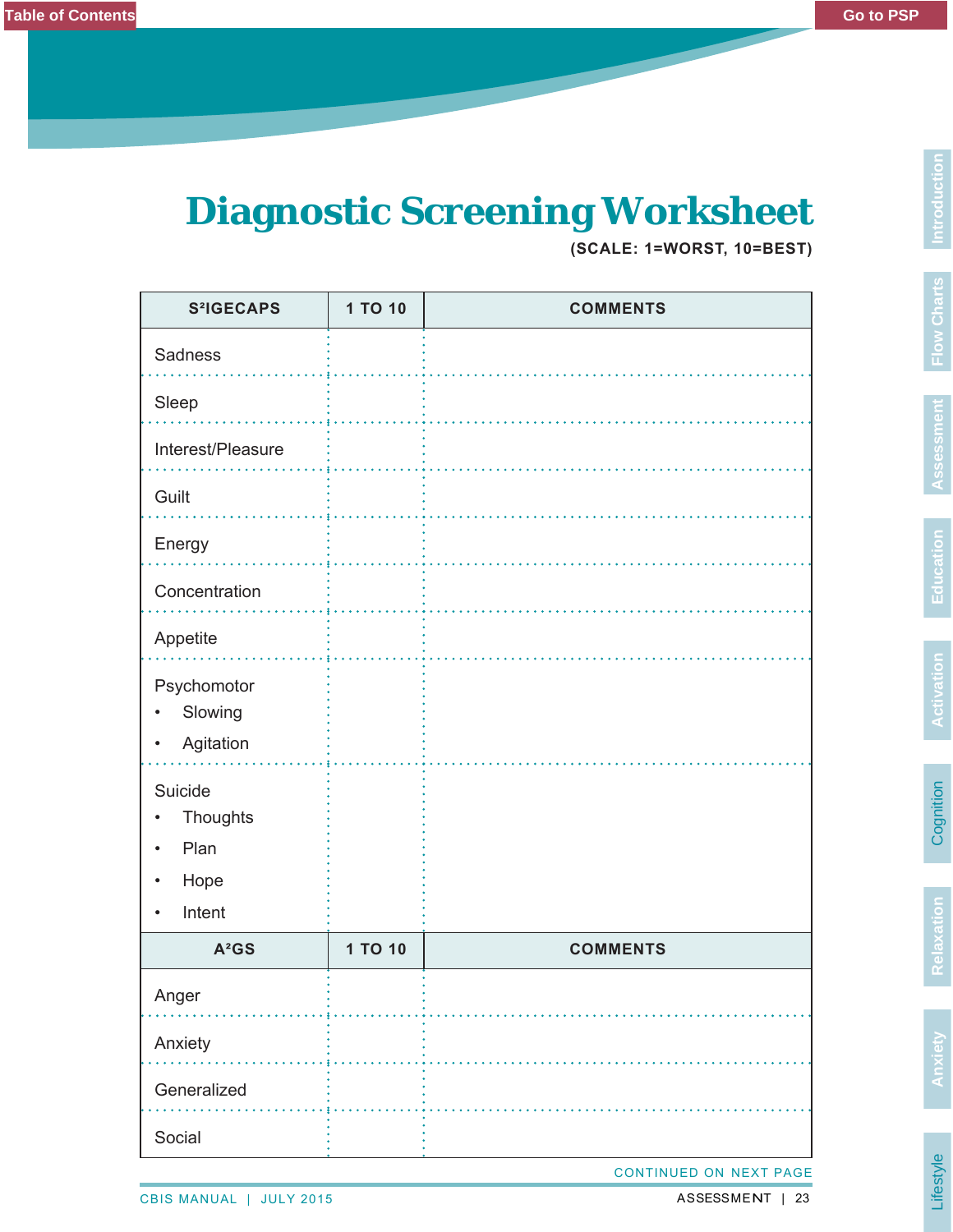# Diagnostic Screening Worksheet

**(SCALE: 1=WORST, 10=BEST)**

| S²IGECAPS | 1 TO 10 | COMMENTS |
|---|---|---|
| Sadness | | |
| Sleep | | |
| Interest/Pleasure | | |
| Guilt | | |
| Energy | | |
| Concentration | | |
| Appetite | | |
| Psychomotor<br>• Slowing<br>• Agitation | | |
| Suicide<br>• Thoughts<br>• Plan<br>• Hope<br>• Intent | | |
| **A²GS** | **1 TO 10** | **COMMENTS** |
| Anger | | |
| Anxiety | | |
| Generalized | | |
| Social | | |

CONTINUED ON NEXT PAGE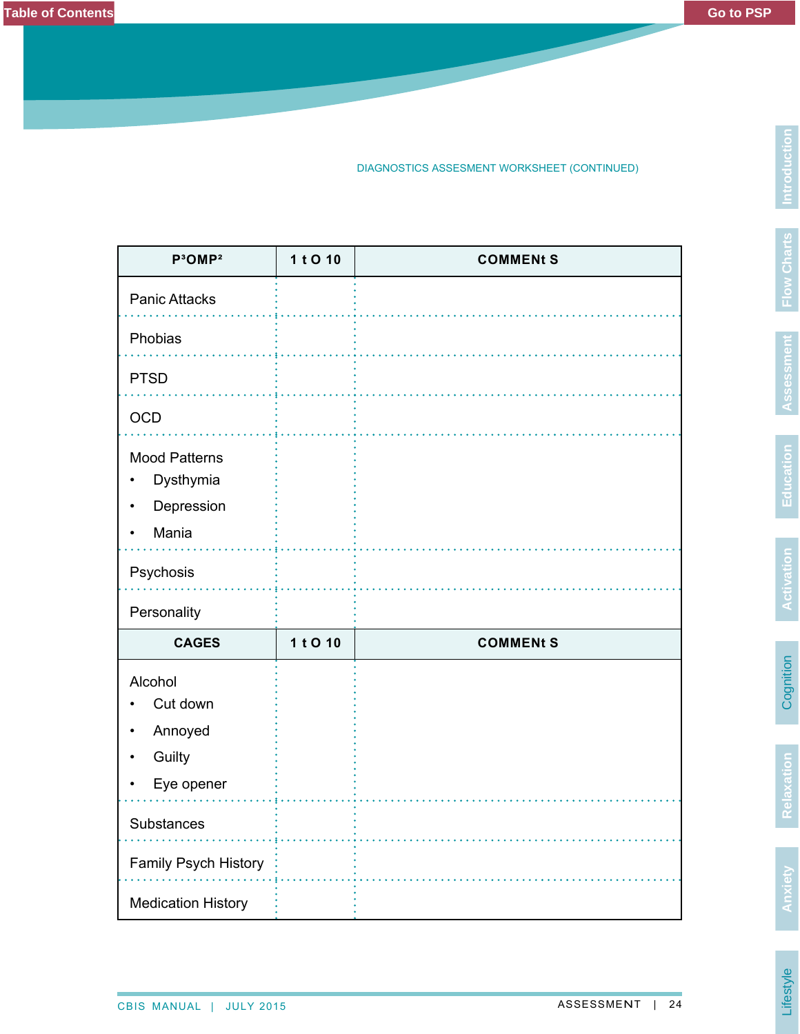DIAGNOSTICS ASSESMENT WORKSHEET (CONTINUED)

| $P^3OMP^2$ | 1 t O 10 | COMMENt S |
|---|---|---|
| Panic Attacks | | |
| Phobias | | |
| PTSD | | |
| OCD | | |
| Mood Patterns<br>• Dysthymia<br>• Depression<br>• Mania | | |
| Psychosis | | |
| Personality | | |
| **CAGES** | **1 t O 10** | **COMMENt S** |
| Alcohol<br>• Cut down<br>• Annoyed<br>• Guilty<br>• Eye opener | | |
| Substances | | |
| Family Psych History | | |
| Medication History | | |